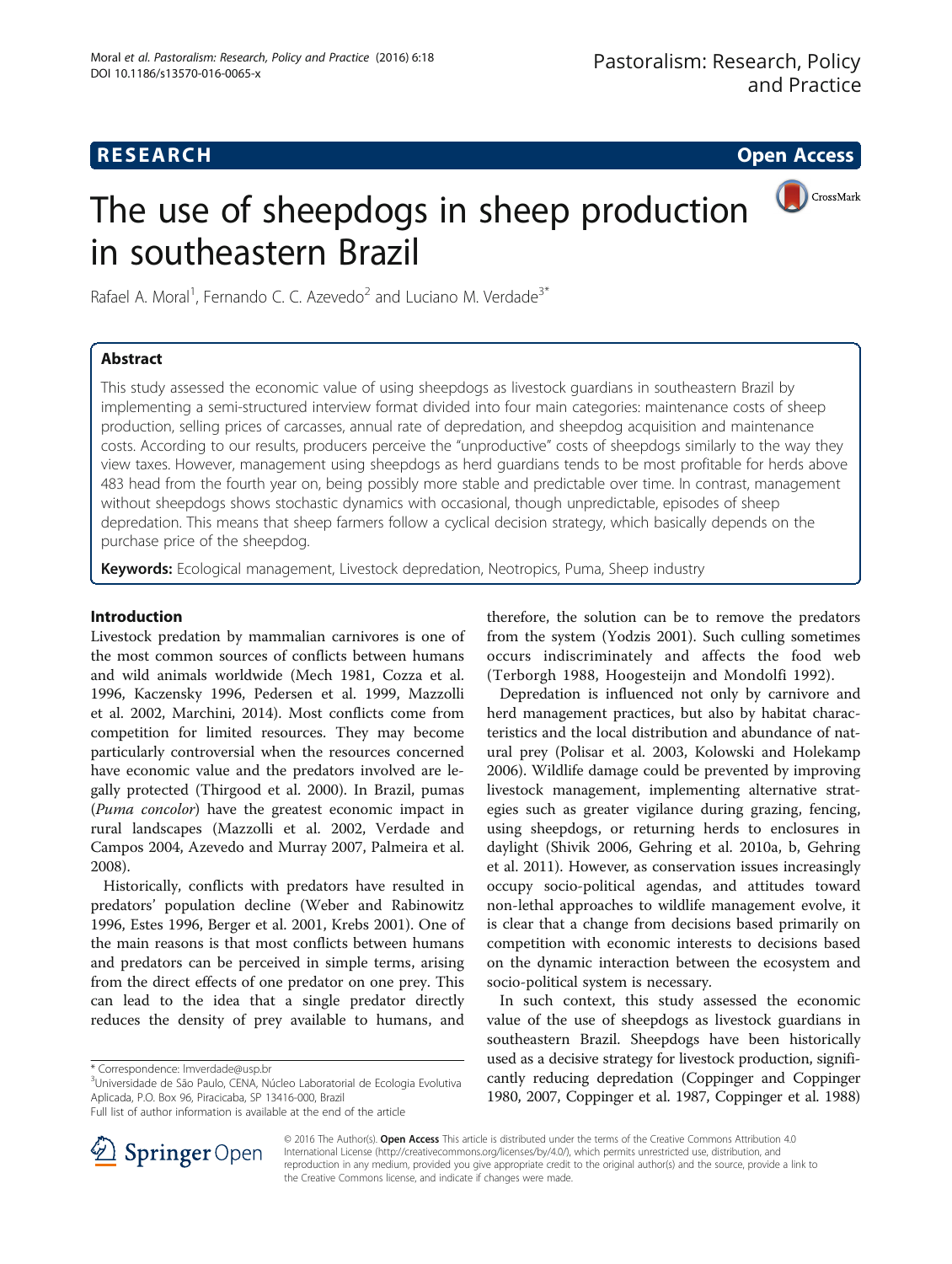**RESEARCH** **Open Access**

# The use of sheepdogs in sheep production in southeastern Brazil

Rafael A. Moral[1], Fernando C. C. Azevedo[2] and Luciano M. Verdade[3*]

## Abstract

This study assessed the economic value of using sheepdogs as livestock guardians in southeastern Brazil by implementing a semi-structured interview format divided into four main categories: maintenance costs of sheep production, selling prices of carcasses, annual rate of depredation, and sheepdog acquisition and maintenance costs. According to our results, producers perceive the "unproductive" costs of sheepdogs similarly to the way they view taxes. However, management using sheepdogs as herd guardians tends to be most profitable for herds above 483 head from the fourth year on, being possibly more stable and predictable over time. In contrast, management without sheepdogs shows stochastic dynamics with occasional, though unpredictable, episodes of sheep depredation. This means that sheep farmers follow a cyclical decision strategy, which basically depends on the purchase price of the sheepdog.

**Keywords:** Ecological management, Livestock depredation, Neotropics, Puma, Sheep industry

## Introduction

Livestock predation by mammalian carnivores is one of the most common sources of conflicts between humans and wild animals worldwide (Mech 1981, Cozza et al. 1996, Kaczensky 1996, Pedersen et al. 1999, Mazzolli et al. 2002, Marchini, 2014). Most conflicts come from competition for limited resources. They may become particularly controversial when the resources concerned have economic value and the predators involved are legally protected (Thirgood et al. 2000). In Brazil, pumas (*Puma concolor*) have the greatest economic impact in rural landscapes (Mazzolli et al. 2002, Verdade and Campos 2004, Azevedo and Murray 2007, Palmeira et al. 2008).

Historically, conflicts with predators have resulted in predators' population decline (Weber and Rabinowitz 1996, Estes 1996, Berger et al. 2001, Krebs 2001). One of the main reasons is that most conflicts between humans and predators can be perceived in simple terms, arising from the direct effects of one predator on one prey. This can lead to the idea that a single predator directly reduces the density of prey available to humans, and therefore, the solution can be to remove the predators from the system (Yodzis 2001). Such culling sometimes occurs indiscriminately and affects the food web (Terborgh 1988, Hoogesteijn and Mondolfi 1992).

Depredation is influenced not only by carnivore and herd management practices, but also by habitat characteristics and the local distribution and abundance of natural prey (Polisar et al. 2003, Kolowski and Holekamp 2006). Wildlife damage could be prevented by improving livestock management, implementing alternative strategies such as greater vigilance during grazing, fencing, using sheepdogs, or returning herds to enclosures in daylight (Shivik 2006, Gehring et al. 2010a, b, Gehring et al. 2011). However, as conservation issues increasingly occupy socio-political agendas, and attitudes toward non-lethal approaches to wildlife management evolve, it is clear that a change from decisions based primarily on competition with economic interests to decisions based on the dynamic interaction between the ecosystem and socio-political system is necessary.

In such context, this study assessed the economic value of the use of sheepdogs as livestock guardians in southeastern Brazil. Sheepdogs have been historically used as a decisive strategy for livestock production, significantly reducing depredation (Coppinger and Coppinger 1980, 2007, Coppinger et al. 1987, Coppinger et al. 1988)

\* Correspondence: lmverdade@usp.br
[3]Universidade de São Paulo, CENA, Núcleo Laboratorial de Ecologia Evolutiva Aplicada, P.O. Box 96, Piracicaba, SP 13416-000, Brazil
Full list of author information is available at the end of the article

© 2016 The Author(s). **Open Access** This article is distributed under the terms of the Creative Commons Attribution 4.0 International License (http://creativecommons.org/licenses/by/4.0/), which permits unrestricted use, distribution, and reproduction in any medium, provided you give appropriate credit to the original author(s) and the source, provide a link to the Creative Commons license, and indicate if changes were made.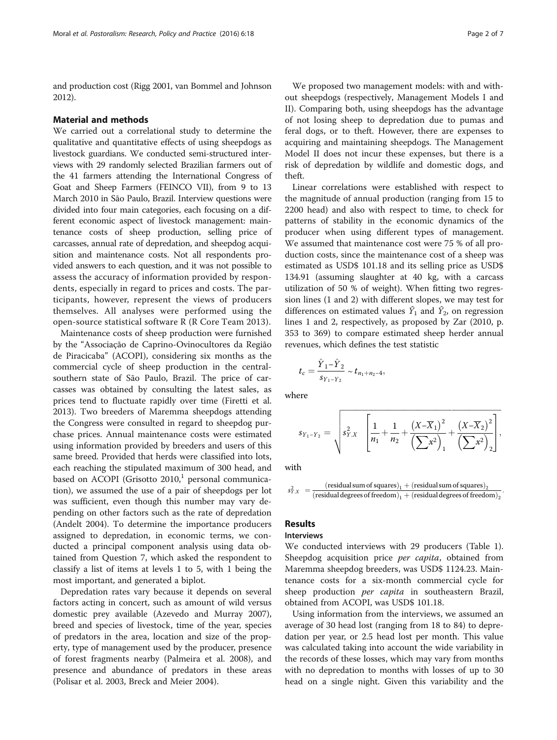and production cost (Rigg 2001, van Bommel and Johnson 2012).

## Material and methods

We carried out a correlational study to determine the qualitative and quantitative effects of using sheepdogs as livestock guardians. We conducted semi-structured interviews with 29 randomly selected Brazilian farmers out of the 41 farmers attending the International Congress of Goat and Sheep Farmers (FEINCO VII), from 9 to 13 March 2010 in São Paulo, Brazil. Interview questions were divided into four main categories, each focusing on a different economic aspect of livestock management: maintenance costs of sheep production, selling price of carcasses, annual rate of depredation, and sheepdog acquisition and maintenance costs. Not all respondents provided answers to each question, and it was not possible to assess the accuracy of information provided by respondents, especially in regard to prices and costs. The participants, however, represent the views of producers themselves. All analyses were performed using the open-source statistical software R (R Core Team 2013).

Maintenance costs of sheep production were furnished by the "Associação de Caprino-Ovinocultores da Região de Piracicaba" (ACOPI), considering six months as the commercial cycle of sheep production in the central-southern state of São Paulo, Brazil. The price of carcasses was obtained by consulting the latest sales, as prices tend to fluctuate rapidly over time (Firetti et al. 2013). Two breeders of Maremma sheepdogs attending the Congress were consulted in regard to sheepdog purchase prices. Annual maintenance costs were estimated using information provided by breeders and users of this same breed. Provided that herds were classified into lots, each reaching the stipulated maximum of 300 head, and based on ACOPI (Grisotto 2010,[1] personal communication), we assumed the use of a pair of sheepdogs per lot was sufficient, even though this number may vary depending on other factors such as the rate of depredation (Andelt 2004). To determine the importance producers assigned to depredation, in economic terms, we conducted a principal component analysis using data obtained from Question 7, which asked the respondent to classify a list of items at levels 1 to 5, with 1 being the most important, and generated a biplot.

Depredation rates vary because it depends on several factors acting in concert, such as amount of wild versus domestic prey available (Azevedo and Murray 2007), breed and species of livestock, time of the year, species of predators in the area, location and size of the property, type of management used by the producer, presence of forest fragments nearby (Palmeira et al. 2008), and presence and abundance of predators in these areas (Polisar et al. 2003, Breck and Meier 2004).

We proposed two management models: with and without sheepdogs (respectively, Management Models I and II). Comparing both, using sheepdogs has the advantage of not losing sheep to depredation due to pumas and feral dogs, or to theft. However, there are expenses to acquiring and maintaining sheepdogs. The Management Model II does not incur these expenses, but there is a risk of depredation by wildlife and domestic dogs, and theft.

Linear correlations were established with respect to the magnitude of annual production (ranging from 15 to 2200 head) and also with respect to time, to check for patterns of stability in the economic dynamics of the producer when using different types of management. We assumed that maintenance cost were 75 % of all production costs, since the maintenance cost of a sheep was estimated as USD$ 101.18 and its selling price as USD$ 134.91 (assuming slaughter at 40 kg, with a carcass utilization of 50 % of weight). When fitting two regression lines (1 and 2) with different slopes, we may test for differences on estimated values $\hat{Y}_1$ and $\hat{Y}_2$, on regression lines 1 and 2, respectively, as proposed by Zar (2010, p. 353 to 369) to compare estimated sheep herder annual revenues, which defines the test statistic

$$t_c = \frac{\hat{Y}_1 - \hat{Y}_2}{s_{Y_1 - Y_2}} \sim t_{n_1 + n_2 - 4},$$

where

$$s_{Y_1 - Y_2} = \sqrt{s^2_{Y.X} \left[ \frac{1}{n_1} + \frac{1}{n_2} + \frac{\left(X - \overline{X}_1\right)^2}{\left(\sum x^2\right)_1} + \frac{\left(X - \overline{X}_2\right)^2}{\left(\sum x^2\right)_2} \right]},$$

with

$$s^2_{Y.X} = \frac{(\text{residual sum of squares})_1 + (\text{residual sum of squares})_2}{(\text{residual degrees of freedom})_1 + (\text{residual degrees of freedom})_2}.$$

## Results

### Interviews

We conducted interviews with 29 producers (Table 1). Sheepdog acquisition price *per capita*, obtained from Maremma sheepdog breeders, was USD$ 1124.23. Maintenance costs for a six-month commercial cycle for sheep production *per capita* in southeastern Brazil, obtained from ACOPI, was USD$ 101.18.

Using information from the interviews, we assumed an average of 30 head lost (ranging from 18 to 84) to depredation per year, or 2.5 head lost per month. This value was calculated taking into account the wide variability in the records of these losses, which may vary from months with no depredation to months with losses of up to 30 head on a single night. Given this variability and the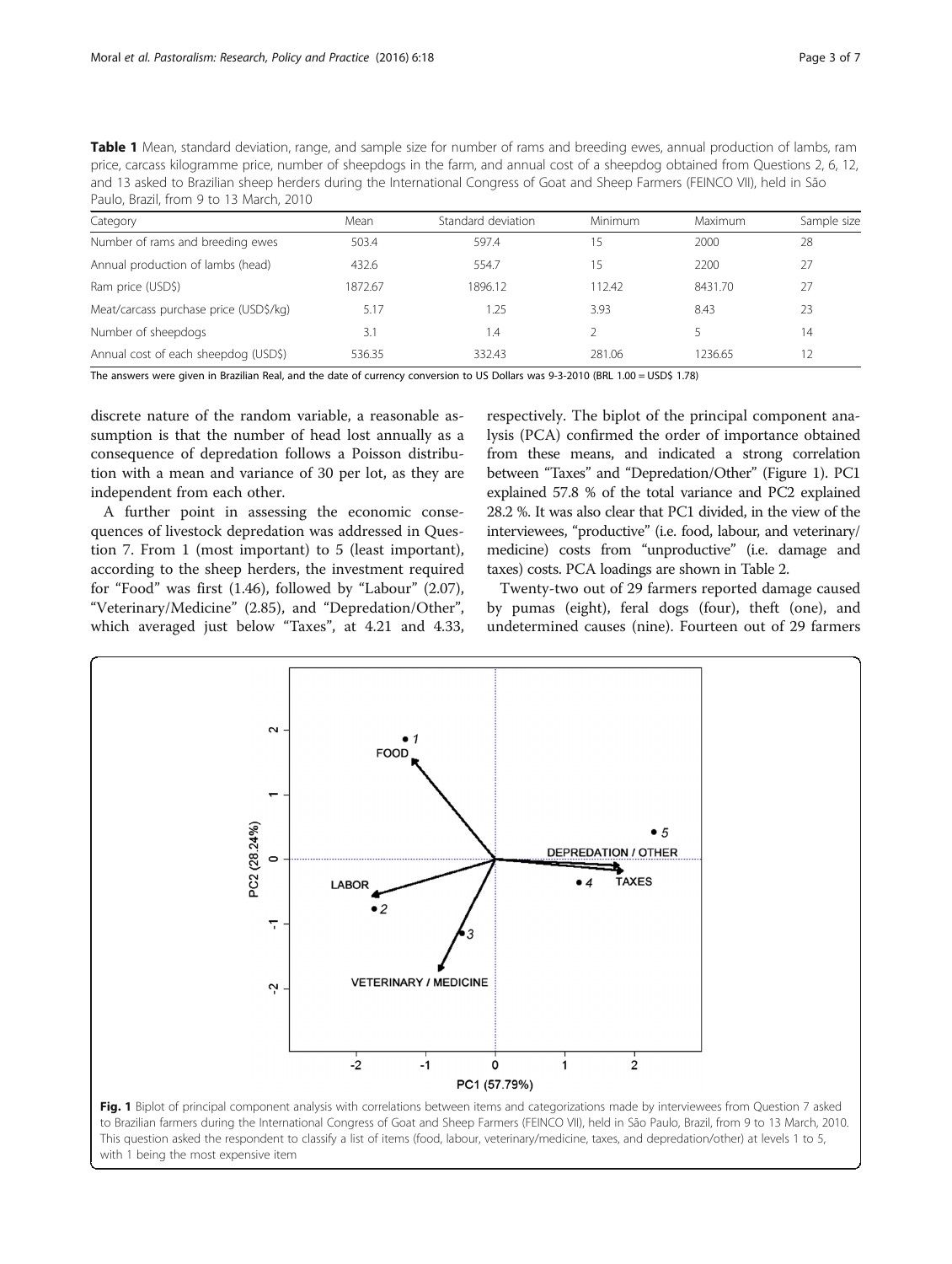**Table 1** Mean, standard deviation, range, and sample size for number of rams and breeding ewes, annual production of lambs, ram price, carcass kilogramme price, number of sheepdogs in the farm, and annual cost of a sheepdog obtained from Questions 2, 6, 12, and 13 asked to Brazilian sheep herders during the International Congress of Goat and Sheep Farmers (FEINCO VII), held in São Paulo, Brazil, from 9 to 13 March, 2010

| Category | Mean | Standard deviation | Minimum | Maximum | Sample size |
|---|---|---|---|---|---|
| Number of rams and breeding ewes | 503.4 | 597.4 | 15 | 2000 | 28 |
| Annual production of lambs (head) | 432.6 | 554.7 | 15 | 2200 | 27 |
| Ram price (USD$) | 1872.67 | 1896.12 | 112.42 | 8431.70 | 27 |
| Meat/carcass purchase price (USD$/kg) | 5.17 | 1.25 | 3.93 | 8.43 | 23 |
| Number of sheepdogs | 3.1 | 1.4 | 2 | 5 | 14 |
| Annual cost of each sheepdog (USD$) | 536.35 | 332.43 | 281.06 | 1236.65 | 12 |

The answers were given in Brazilian Real, and the date of currency conversion to US Dollars was 9-3-2010 (BRL 1.00 = USD$ 1.78)

discrete nature of the random variable, a reasonable assumption is that the number of head lost annually as a consequence of depredation follows a Poisson distribution with a mean and variance of 30 per lot, as they are independent from each other.

A further point in assessing the economic consequences of livestock depredation was addressed in Question 7. From 1 (most important) to 5 (least important), according to the sheep herders, the investment required for "Food" was first (1.46), followed by "Labour" (2.07), "Veterinary/Medicine" (2.85), and "Depredation/Other", which averaged just below "Taxes", at 4.21 and 4.33, respectively. The biplot of the principal component analysis (PCA) confirmed the order of importance obtained from these means, and indicated a strong correlation between "Taxes" and "Depredation/Other" (Figure 1). PC1 explained 57.8 % of the total variance and PC2 explained 28.2 %. It was also clear that PC1 divided, in the view of the interviewees, "productive" (i.e. food, labour, and veterinary/medicine) costs from "unproductive" (i.e. damage and taxes) costs. PCA loadings are shown in Table 2.

Twenty-two out of 29 farmers reported damage caused by pumas (eight), feral dogs (four), theft (one), and undetermined causes (nine). Fourteen out of 29 farmers

**Fig. 1** Biplot of principal component analysis with correlations between items and categorizations made by interviewees from Question 7 asked to Brazilian farmers during the International Congress of Goat and Sheep Farmers (FEINCO VII), held in São Paulo, Brazil, from 9 to 13 March, 2010. This question asked the respondent to classify a list of items (food, labour, veterinary/medicine, taxes, and depredation/other) at levels 1 to 5, with 1 being the most expensive item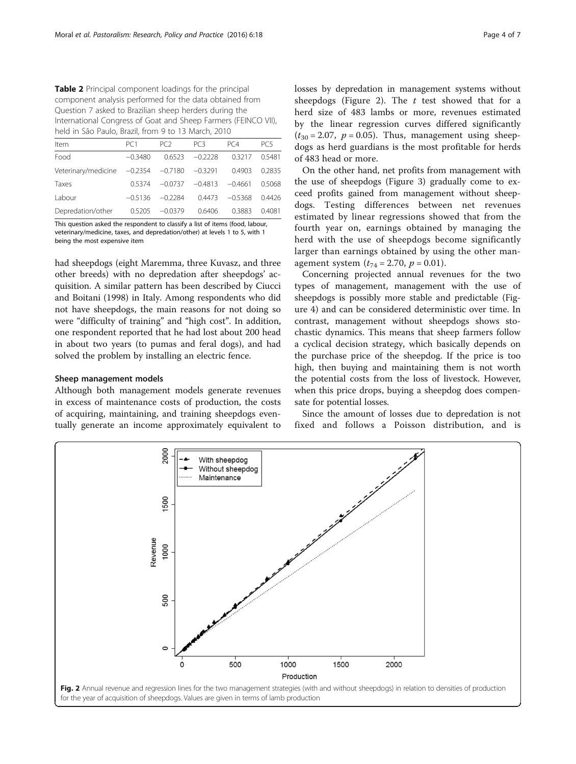**Table 2** Principal component loadings for the principal component analysis performed for the data obtained from Question 7 asked to Brazilian sheep herders during the International Congress of Goat and Sheep Farmers (FEINCO VII), held in São Paulo, Brazil, from 9 to 13 March, 2010

| Item | PC1 | PC2 | PC3 | PC4 | PC5 |
|---|---|---|---|---|---|
| Food | −0.3480 | 0.6523 | −0.2228 | 0.3217 | 0.5481 |
| Veterinary/medicine | −0.2354 | −0.7180 | −0.3291 | 0.4903 | 0.2835 |
| Taxes | 0.5374 | −0.0737 | −0.4813 | −0.4661 | 0.5068 |
| Labour | −0.5136 | −0.2284 | 0.4473 | −0.5368 | 0.4426 |
| Depredation/other | 0.5205 | −0.0379 | 0.6406 | 0.3883 | 0.4081 |

This question asked the respondent to classify a list of items (food, labour, veterinary/medicine, taxes, and depredation/other) at levels 1 to 5, with 1 being the most expensive item

had sheepdogs (eight Maremma, three Kuvasz, and three other breeds) with no depredation after sheepdogs' acquisition. A similar pattern has been described by Ciucci and Boitani (1998) in Italy. Among respondents who did not have sheepdogs, the main reasons for not doing so were "difficulty of training" and "high cost". In addition, one respondent reported that he had lost about 200 head in about two years (to pumas and feral dogs), and had solved the problem by installing an electric fence.

### Sheep management models

Although both management models generate revenues in excess of maintenance costs of production, the costs of acquiring, maintaining, and training sheepdogs eventually generate an income approximately equivalent to losses by depredation in management systems without sheepdogs (Figure 2). The *t* test showed that for a herd size of 483 lambs or more, revenues estimated by the linear regression curves differed significantly ($t_{30} = 2.07$, $p = 0.05$). Thus, management using sheepdogs as herd guardians is the most profitable for herds of 483 head or more.

On the other hand, net profits from management with the use of sheepdogs (Figure 3) gradually come to exceed profits gained from management without sheepdogs. Testing differences between net revenues estimated by linear regressions showed that from the fourth year on, earnings obtained by managing the herd with the use of sheepdogs become significantly larger than earnings obtained by using the other management system ($t_{74} = 2.70$, $p = 0.01$).

Concerning projected annual revenues for the two types of management, management with the use of sheepdogs is possibly more stable and predictable (Figure 4) and can be considered deterministic over time. In contrast, management without sheepdogs shows stochastic dynamics. This means that sheep farmers follow a cyclical decision strategy, which basically depends on the purchase price of the sheepdog. If the price is too high, then buying and maintaining them is not worth the potential costs from the loss of livestock. However, when this price drops, buying a sheepdog does compensate for potential losses.

Since the amount of losses due to depredation is not fixed and follows a Poisson distribution, and is

**Fig. 2** Annual revenue and regression lines for the two management strategies (with and without sheepdogs) in relation to densities of production for the year of acquisition of sheepdogs. Values are given in terms of lamb production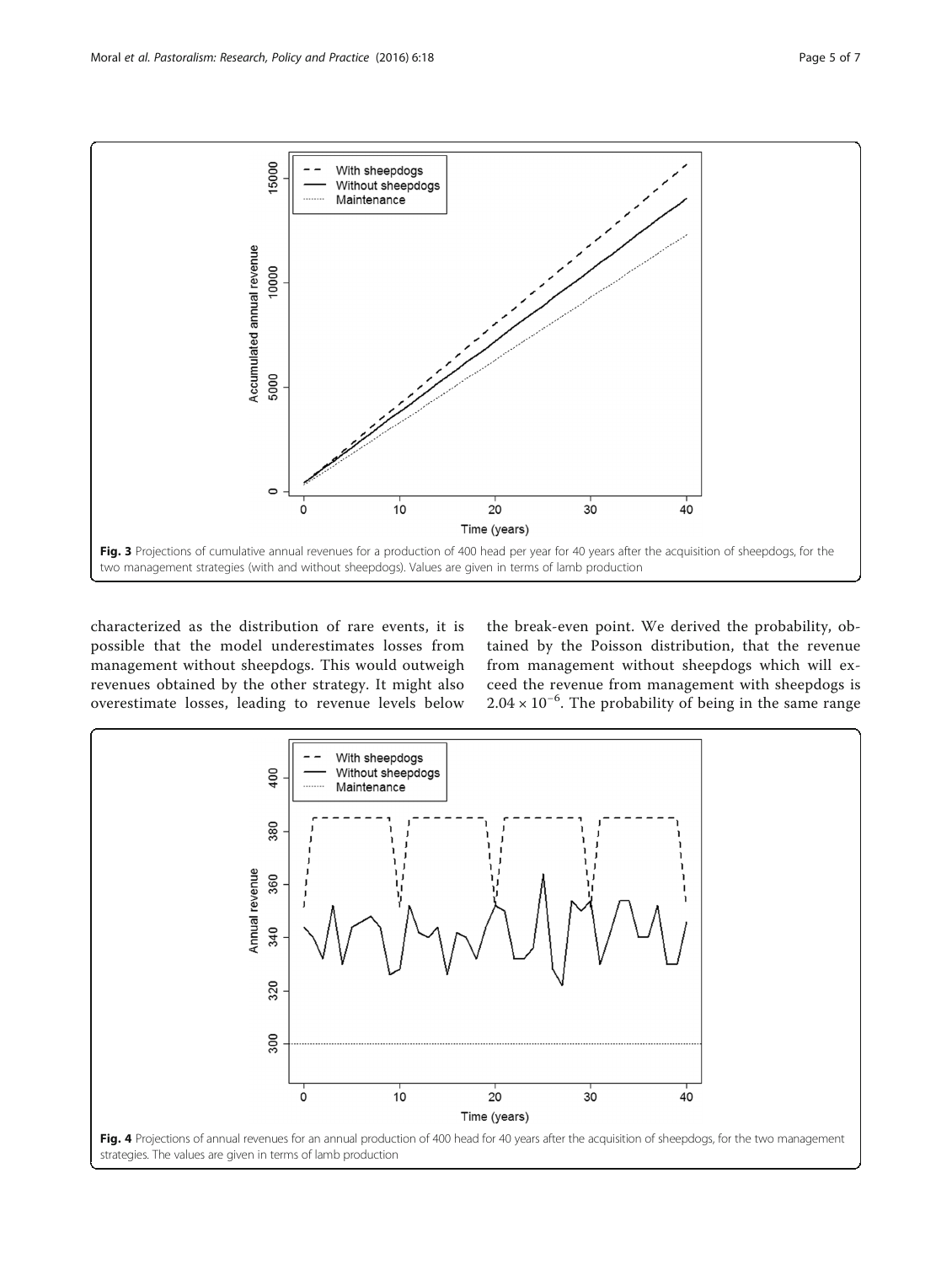Fig. 3 Projections of cumulative annual revenues for a production of 400 head per year for 40 years after the acquisition of sheepdogs, for the two management strategies (with and without sheepdogs). Values are given in terms of lamb production

characterized as the distribution of rare events, it is possible that the model underestimates losses from management without sheepdogs. This would outweigh revenues obtained by the other strategy. It might also overestimate losses, leading to revenue levels below the break-even point. We derived the probability, obtained by the Poisson distribution, that the revenue from management without sheepdogs which will exceed the revenue from management with sheepdogs is $2.04 \times 10^{-6}$. The probability of being in the same range

Fig. 4 Projections of annual revenues for an annual production of 400 head for 40 years after the acquisition of sheepdogs, for the two management strategies. The values are given in terms of lamb production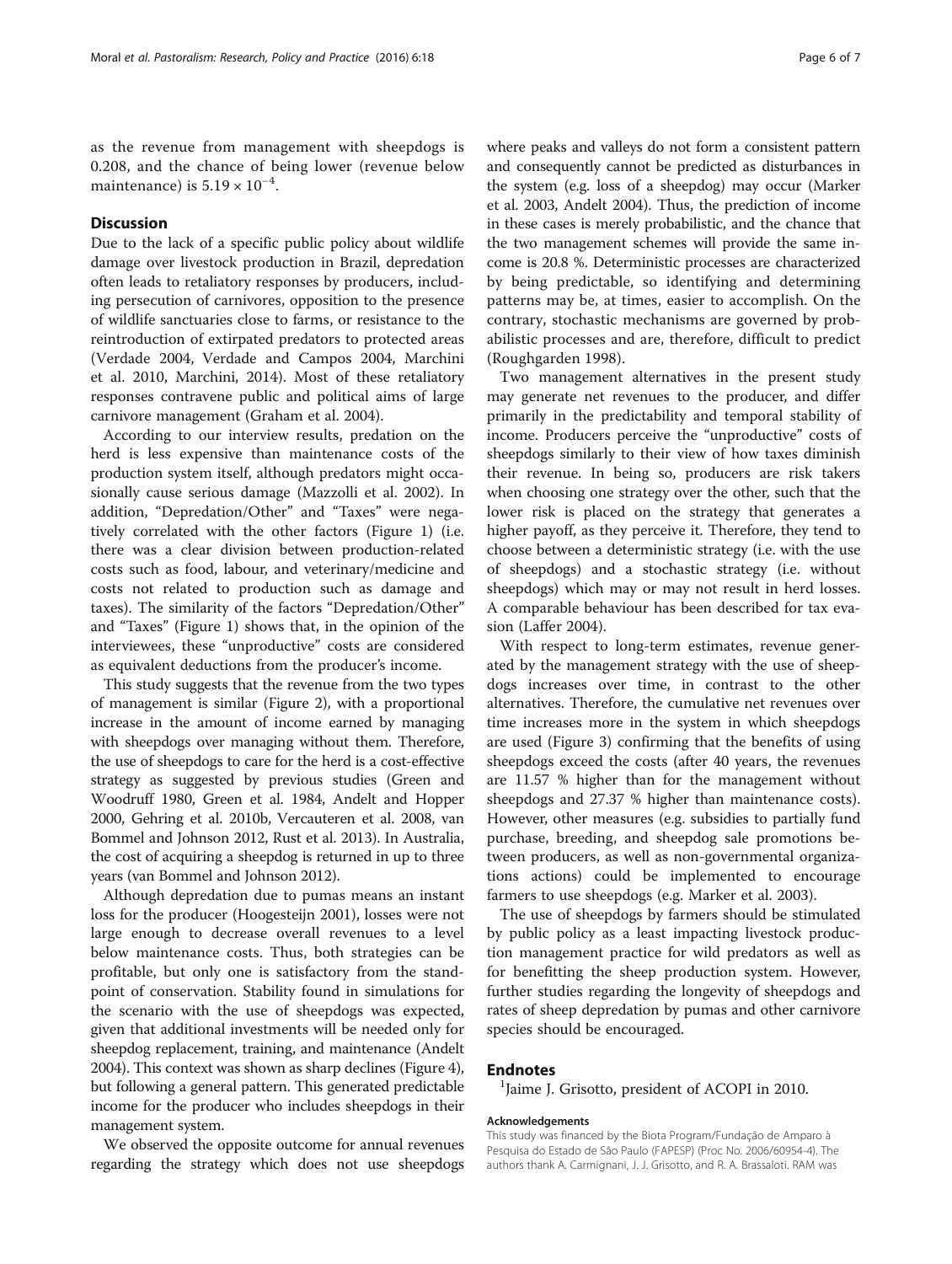as the revenue from management with sheepdogs is 0.208, and the chance of being lower (revenue below maintenance) is $5.19 \times 10^{-4}$.

## Discussion

Due to the lack of a specific public policy about wildlife damage over livestock production in Brazil, depredation often leads to retaliatory responses by producers, including persecution of carnivores, opposition to the presence of wildlife sanctuaries close to farms, or resistance to the reintroduction of extirpated predators to protected areas (Verdade 2004, Verdade and Campos 2004, Marchini et al. 2010, Marchini, 2014). Most of these retaliatory responses contravene public and political aims of large carnivore management (Graham et al. 2004).

According to our interview results, predation on the herd is less expensive than maintenance costs of the production system itself, although predators might occasionally cause serious damage (Mazzolli et al. 2002). In addition, "Depredation/Other" and "Taxes" were negatively correlated with the other factors (Figure 1) (i.e. there was a clear division between production-related costs such as food, labour, and veterinary/medicine and costs not related to production such as damage and taxes). The similarity of the factors "Depredation/Other" and "Taxes" (Figure 1) shows that, in the opinion of the interviewees, these "unproductive" costs are considered as equivalent deductions from the producer's income.

This study suggests that the revenue from the two types of management is similar (Figure 2), with a proportional increase in the amount of income earned by managing with sheepdogs over managing without them. Therefore, the use of sheepdogs to care for the herd is a cost-effective strategy as suggested by previous studies (Green and Woodruff 1980, Green et al. 1984, Andelt and Hopper 2000, Gehring et al. 2010b, Vercauteren et al. 2008, van Bommel and Johnson 2012, Rust et al. 2013). In Australia, the cost of acquiring a sheepdog is returned in up to three years (van Bommel and Johnson 2012).

Although depredation due to pumas means an instant loss for the producer (Hoogesteijn 2001), losses were not large enough to decrease overall revenues to a level below maintenance costs. Thus, both strategies can be profitable, but only one is satisfactory from the standpoint of conservation. Stability found in simulations for the scenario with the use of sheepdogs was expected, given that additional investments will be needed only for sheepdog replacement, training, and maintenance (Andelt 2004). This context was shown as sharp declines (Figure 4), but following a general pattern. This generated predictable income for the producer who includes sheepdogs in their management system.

We observed the opposite outcome for annual revenues regarding the strategy which does not use sheepdogs where peaks and valleys do not form a consistent pattern and consequently cannot be predicted as disturbances in the system (e.g. loss of a sheepdog) may occur (Marker et al. 2003, Andelt 2004). Thus, the prediction of income in these cases is merely probabilistic, and the chance that the two management schemes will provide the same income is 20.8 %. Deterministic processes are characterized by being predictable, so identifying and determining patterns may be, at times, easier to accomplish. On the contrary, stochastic mechanisms are governed by probabilistic processes and are, therefore, difficult to predict (Roughgarden 1998).

Two management alternatives in the present study may generate net revenues to the producer, and differ primarily in the predictability and temporal stability of income. Producers perceive the "unproductive" costs of sheepdogs similarly to their view of how taxes diminish their revenue. In being so, producers are risk takers when choosing one strategy over the other, such that the lower risk is placed on the strategy that generates a higher payoff, as they perceive it. Therefore, they tend to choose between a deterministic strategy (i.e. with the use of sheepdogs) and a stochastic strategy (i.e. without sheepdogs) which may or may not result in herd losses. A comparable behaviour has been described for tax evasion (Laffer 2004).

With respect to long-term estimates, revenue generated by the management strategy with the use of sheepdogs increases over time, in contrast to the other alternatives. Therefore, the cumulative net revenues over time increases more in the system in which sheepdogs are used (Figure 3) confirming that the benefits of using sheepdogs exceed the costs (after 40 years, the revenues are 11.57 % higher than for the management without sheepdogs and 27.37 % higher than maintenance costs). However, other measures (e.g. subsidies to partially fund purchase, breeding, and sheepdog sale promotions between producers, as well as non-governmental organizations actions) could be implemented to encourage farmers to use sheepdogs (e.g. Marker et al. 2003).

The use of sheepdogs by farmers should be stimulated by public policy as a least impacting livestock production management practice for wild predators as well as for benefitting the sheep production system. However, further studies regarding the longevity of sheepdogs and rates of sheep depredation by pumas and other carnivore species should be encouraged.

## Endnotes

[1]Jaime J. Grisotto, president of ACOPI in 2010.

#### Acknowledgements

This study was financed by the Biota Program/Fundação de Amparo à Pesquisa do Estado de São Paulo (FAPESP) (Proc No. 2006/60954-4). The authors thank A. Carmignani, J. J. Grisotto, and R. A. Brassaloti. RAM was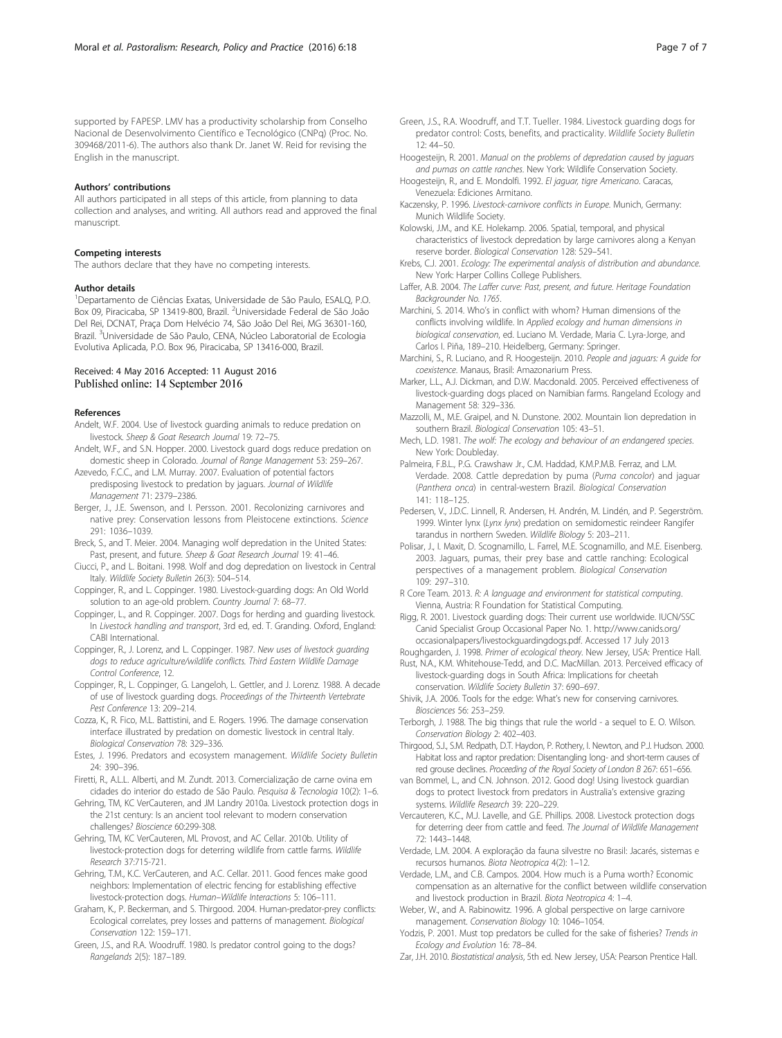supported by FAPESP. LMV has a productivity scholarship from Conselho Nacional de Desenvolvimento Científico e Tecnológico (CNPq) (Proc. No. 309468/2011-6). The authors also thank Dr. Janet W. Reid for revising the English in the manuscript.

#### Authors' contributions

All authors participated in all steps of this article, from planning to data collection and analyses, and writing. All authors read and approved the final manuscript.

#### Competing interests

The authors declare that they have no competing interests.

#### Author details

[1]Departamento de Ciências Exatas, Universidade de São Paulo, ESALQ, P.O. Box 09, Piracicaba, SP 13419-800, Brazil. [2]Universidade Federal de São João Del Rei, DCNAT, Praça Dom Helvécio 74, São João Del Rei, MG 36301-160, Brazil. [3]Universidade de São Paulo, CENA, Núcleo Laboratorial de Ecologia Evolutiva Aplicada, P.O. Box 96, Piracicaba, SP 13416-000, Brazil.

Received: 4 May 2016 Accepted: 11 August 2016
Published online: 14 September 2016

#### References

Andelt, W.F. 2004. Use of livestock guarding animals to reduce predation on livestock. *Sheep & Goat Research Journal* 19: 72–75.

Andelt, W.F., and S.N. Hopper. 2000. Livestock guard dogs reduce predation on domestic sheep in Colorado. *Journal of Range Management* 53: 259–267.

Azevedo, F.C.C., and L.M. Murray. 2007. Evaluation of potential factors predisposing livestock to predation by jaguars. *Journal of Wildlife Management* 71: 2379–2386.

Berger, J., J.E. Swenson, and I. Persson. 2001. Recolonizing carnivores and native prey: Conservation lessons from Pleistocene extinctions. *Science* 291: 1036–1039.

Breck, S., and T. Meier. 2004. Managing wolf depredation in the United States: Past, present, and future. *Sheep & Goat Research Journal* 19: 41–46.

Ciucci, P., and L. Boitani. 1998. Wolf and dog depredation on livestock in Central Italy. *Wildlife Society Bulletin* 26(3): 504–514.

Coppinger, R., and L. Coppinger. 1980. Livestock-guarding dogs: An Old World solution to an age-old problem. *Country Journal* 7: 68–77.

Coppinger, L., and R. Coppinger. 2007. Dogs for herding and guarding livestock. In *Livestock handling and transport*, 3rd ed, ed. T. Granding. Oxford, England: CABI International.

Coppinger, R., J. Lorenz, and L. Coppinger. 1987. *New uses of livestock guarding dogs to reduce agriculture/wildlife conflicts. Third Eastern Wildlife Damage Control Conference*, 12.

Coppinger, R., L. Coppinger, G. Langeloh, L. Gettler, and J. Lorenz. 1988. A decade of use of livestock guarding dogs. *Proceedings of the Thirteenth Vertebrate Pest Conference* 13: 209–214.

Cozza, K., R. Fico, M.L. Battistini, and E. Rogers. 1996. The damage conservation interface illustrated by predation on domestic livestock in central Italy. *Biological Conservation* 78: 329–336.

Estes, J. 1996. Predators and ecosystem management. *Wildlife Society Bulletin* 24: 390–396.

Firetti, R., A.L.L. Alberti, and M. Zundt. 2013. Comercialização de carne ovina em cidades do interior do estado de São Paulo. *Pesquisa & Tecnologia* 10(2): 1–6.

Gehring, TM, KC VerCauteren, and JM Landry 2010a. Livestock protection dogs in the 21st century: Is an ancient tool relevant to modern conservation challenges? *Bioscience* 60:299-308.

Gehring, TM, KC VerCauteren, ML Provost, and AC Cellar. 2010b. Utility of livestock-protection dogs for deterring wildlife from cattle farms. *Wildlife Research* 37:715-721.

Gehring, T.M., K.C. VerCauteren, and A.C. Cellar. 2011. Good fences make good neighbors: Implementation of electric fencing for establishing effective livestock-protection dogs. *Human–Wildlife Interactions* 5: 106–111.

Graham, K., P. Beckerman, and S. Thirgood. 2004. Human-predator-prey conflicts: Ecological correlates, prey losses and patterns of management. *Biological Conservation* 122: 159–171.

Green, J.S., and R.A. Woodruff. 1980. Is predator control going to the dogs? *Rangelands* 2(5): 187–189.

Green, J.S., R.A. Woodruff, and T.T. Tueller. 1984. Livestock guarding dogs for predator control: Costs, benefits, and practicality. *Wildlife Society Bulletin* 12: 44–50.

Hoogesteijn, R. 2001. *Manual on the problems of depredation caused by jaguars and pumas on cattle ranches*. New York: Wildlife Conservation Society.

Hoogesteijn, R., and E. Mondolfi. 1992. *El jaguar, tigre Americano*. Caracas, Venezuela: Ediciones Armitano.

Kaczensky, P. 1996. *Livestock-carnivore conflicts in Europe*. Munich, Germany: Munich Wildlife Society.

Kolowski, J.M., and K.E. Holekamp. 2006. Spatial, temporal, and physical characteristics of livestock depredation by large carnivores along a Kenyan reserve border. *Biological Conservation* 128: 529–541.

Krebs, C.J. 2001. *Ecology: The experimental analysis of distribution and abundance*. New York: Harper Collins College Publishers.

Laffer, A.B. 2004. *The Laffer curve: Past, present, and future. Heritage Foundation Backgrounder No. 1765*.

Marchini, S. 2014. Who's in conflict with whom? Human dimensions of the conflicts involving wildlife. In *Applied ecology and human dimensions in biological conservation*, ed. Luciano M. Verdade, Maria C. Lyra-Jorge, and Carlos I. Piña, 189–210. Heidelberg, Germany: Springer.

Marchini, S., R. Luciano, and R. Hoogesteijn. 2010. *People and jaguars: A guide for coexistence*. Manaus, Brasil: Amazonarium Press.

Marker, L.L., A.J. Dickman, and D.W. Macdonald. 2005. Perceived effectiveness of livestock-guarding dogs placed on Namibian farms. Rangeland Ecology and Management 58: 329–336.

Mazzolli, M., M.E. Graipel, and N. Dunstone. 2002. Mountain lion depredation in southern Brazil. *Biological Conservation* 105: 43–51.

Mech, L.D. 1981. *The wolf: The ecology and behaviour of an endangered species*. New York: Doubleday.

Palmeira, F.B.L., P.G. Crawshaw Jr., C.M. Haddad, K.M.P.M.B. Ferraz, and L.M. Verdade. 2008. Cattle depredation by puma (*Puma concolor*) and jaguar (*Panthera onca*) in central-western Brazil. *Biological Conservation* 141: 118–125.

Pedersen, V., J.D.C. Linnell, R. Andersen, H. Andrén, M. Lindén, and P. Segerström. 1999. Winter lynx (*Lynx lynx*) predation on semidomestic reindeer Rangifer tarandus in northern Sweden. *Wildlife Biology* 5: 203–211.

Polisar, J., I. Maxit, D. Scognamillo, L. Farrel, M.E. Scognamillo, and M.E. Eisenberg. 2003. Jaguars, pumas, their prey base and cattle ranching: Ecological perspectives of a management problem. *Biological Conservation* 109: 297–310.

R Core Team. 2013. *R: A language and environment for statistical computing*. Vienna, Austria: R Foundation for Statistical Computing.

Rigg, R. 2001. Livestock guarding dogs: Their current use worldwide. IUCN/SSC Canid Specialist Group Occasional Paper No. 1. http://www.canids.org/occasionalpapers/livestockguardingdogs.pdf. Accessed 17 July 2013

Roughgarden, J. 1998. *Primer of ecological theory*. New Jersey, USA: Prentice Hall.

Rust, N.A., K.M. Whitehouse-Tedd, and D.C. MacMillan. 2013. Perceived efficacy of livestock-guarding dogs in South Africa: Implications for cheetah conservation. *Wildlife Society Bulletin* 37: 690–697.

Shivik, J.A. 2006. Tools for the edge: What's new for conserving carnivores. *Biosciences* 56: 253–259.

Terborgh, J. 1988. The big things that rule the world - a sequel to E. O. Wilson. *Conservation Biology* 2: 402–403.

Thirgood, S.J., S.M. Redpath, D.T. Haydon, P. Rothery, I. Newton, and P.J. Hudson. 2000. Habitat loss and raptor predation: Disentangling long- and short-term causes of red grouse declines. *Proceeding of the Royal Society of London B* 267: 651–656.

van Bommel, L., and C.N. Johnson. 2012. Good dog! Using livestock guardian dogs to protect livestock from predators in Australia's extensive grazing systems. *Wildlife Research* 39: 220–229.

Vercauteren, K.C., M.J. Lavelle, and G.E. Phillips. 2008. Livestock protection dogs for deterring deer from cattle and feed. *The Journal of Wildlife Management* 72: 1443–1448.

Verdade, L.M. 2004. A exploração da fauna silvestre no Brasil: Jacarés, sistemas e recursos humanos. *Biota Neotropica* 4(2): 1–12.

Verdade, L.M., and C.B. Campos. 2004. How much is a Puma worth? Economic compensation as an alternative for the conflict between wildlife conservation and livestock production in Brazil. *Biota Neotropica* 4: 1–4.

Weber, W., and A. Rabinowitz. 1996. A global perspective on large carnivore management. *Conservation Biology* 10: 1046–1054.

Yodzis, P. 2001. Must top predators be culled for the sake of fisheries? *Trends in Ecology and Evolution* 16: 78–84.

Zar, J.H. 2010. *Biostatistical analysis*, 5th ed. New Jersey, USA: Pearson Prentice Hall.